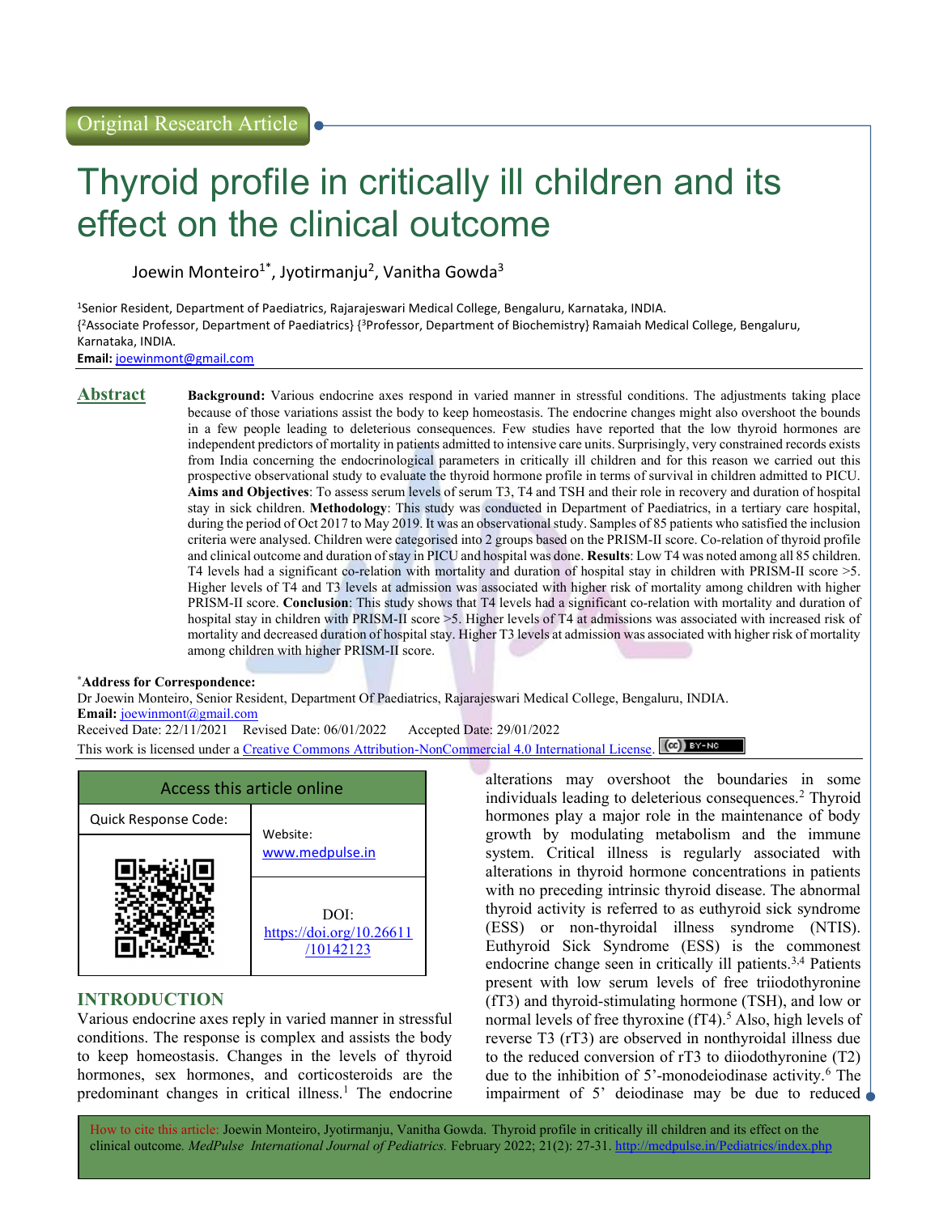Original Research Article

# Thyroid profile in critically ill children and its effect on the clinical outcome

Joewin Monteiro[1*], Jyotirmanju[2], Vanitha Gowda[3]

[1]Senior Resident, Department of Paediatrics, Rajarajeswari Medical College, Bengaluru, Karnataka, INDIA.
{[2]Associate Professor, Department of Paediatrics} {[3]Professor, Department of Biochemistry} Ramaiah Medical College, Bengaluru, Karnataka, INDIA.
**Email:** joewinmont@gmail.com

## Abstract

**Background:** Various endocrine axes respond in varied manner in stressful conditions. The adjustments taking place because of those variations assist the body to keep homeostasis. The endocrine changes might also overshoot the bounds in a few people leading to deleterious consequences. Few studies have reported that the low thyroid hormones are independent predictors of mortality in patients admitted to intensive care units. Surprisingly, very constrained records exists from India concerning the endocrinological parameters in critically ill children and for this reason we carried out this prospective observational study to evaluate the thyroid hormone profile in terms of survival in children admitted to PICU. **Aims and Objectives**: To assess serum levels of serum T3, T4 and TSH and their role in recovery and duration of hospital stay in sick children. **Methodology**: This study was conducted in Department of Paediatrics, in a tertiary care hospital, during the period of Oct 2017 to May 2019. It was an observational study. Samples of 85 patients who satisfied the inclusion criteria were analysed. Children were categorised into 2 groups based on the PRISM-II score. Co-relation of thyroid profile and clinical outcome and duration of stay in PICU and hospital was done. **Results**: Low T4 was noted among all 85 children. T4 levels had a significant co-relation with mortality and duration of hospital stay in children with PRISM-II score >5. Higher levels of T4 and T3 levels at admission was associated with higher risk of mortality among children with higher PRISM-II score. **Conclusion**: This study shows that T4 levels had a significant co-relation with mortality and duration of hospital stay in children with PRISM-II score >5. Higher levels of T4 at admissions was associated with increased risk of mortality and decreased duration of hospital stay. Higher T3 levels at admission was associated with higher risk of mortality among children with higher PRISM-II score.

*__Address for Correspondence:__
Dr Joewin Monteiro, Senior Resident, Department Of Paediatrics, Rajarajeswari Medical College, Bengaluru, INDIA.
**Email:** joewinmont@gmail.com
Received Date: 22/11/2021 Revised Date: 06/01/2022 Accepted Date: 29/01/2022
This work is licensed under a Creative Commons Attribution-NonCommercial 4.0 International License.

| Access this article online | |
|---|---|
| Quick Response Code: | Website: www.medpulse.in |
| | DOI: https://doi.org/10.26611/10142123 |

## INTRODUCTION

Various endocrine axes reply in varied manner in stressful conditions. The response is complex and assists the body to keep homeostasis. Changes in the levels of thyroid hormones, sex hormones, and corticosteroids are the predominant changes in critical illness.[1] The endocrine alterations may overshoot the boundaries in some individuals leading to deleterious consequences.[2] Thyroid hormones play a major role in the maintenance of body growth by modulating metabolism and the immune system. Critical illness is regularly associated with alterations in thyroid hormone concentrations in patients with no preceding intrinsic thyroid disease. The abnormal thyroid activity is referred to as euthyroid sick syndrome (ESS) or non-thyroidal illness syndrome (NTIS). Euthyroid Sick Syndrome (ESS) is the commonest endocrine change seen in critically ill patients.[3,4] Patients present with low serum levels of free triiodothyronine (fT3) and thyroid-stimulating hormone (TSH), and low or normal levels of free thyroxine (fT4).[5] Also, high levels of reverse T3 (rT3) are observed in nonthyroidal illness due to the reduced conversion of rT3 to diiodothyronine (T2) due to the inhibition of 5'-monodeiodinase activity.[6] The impairment of 5' deiodinase may be due to reduced

How to cite this article: Joewin Monteiro, Jyotirmanju, Vanitha Gowda. Thyroid profile in critically ill children and its effect on the clinical outcome. *MedPulse International Journal of Pediatrics.* February 2022; 21(2): 27-31. http://medpulse.in/Pediatrics/index.php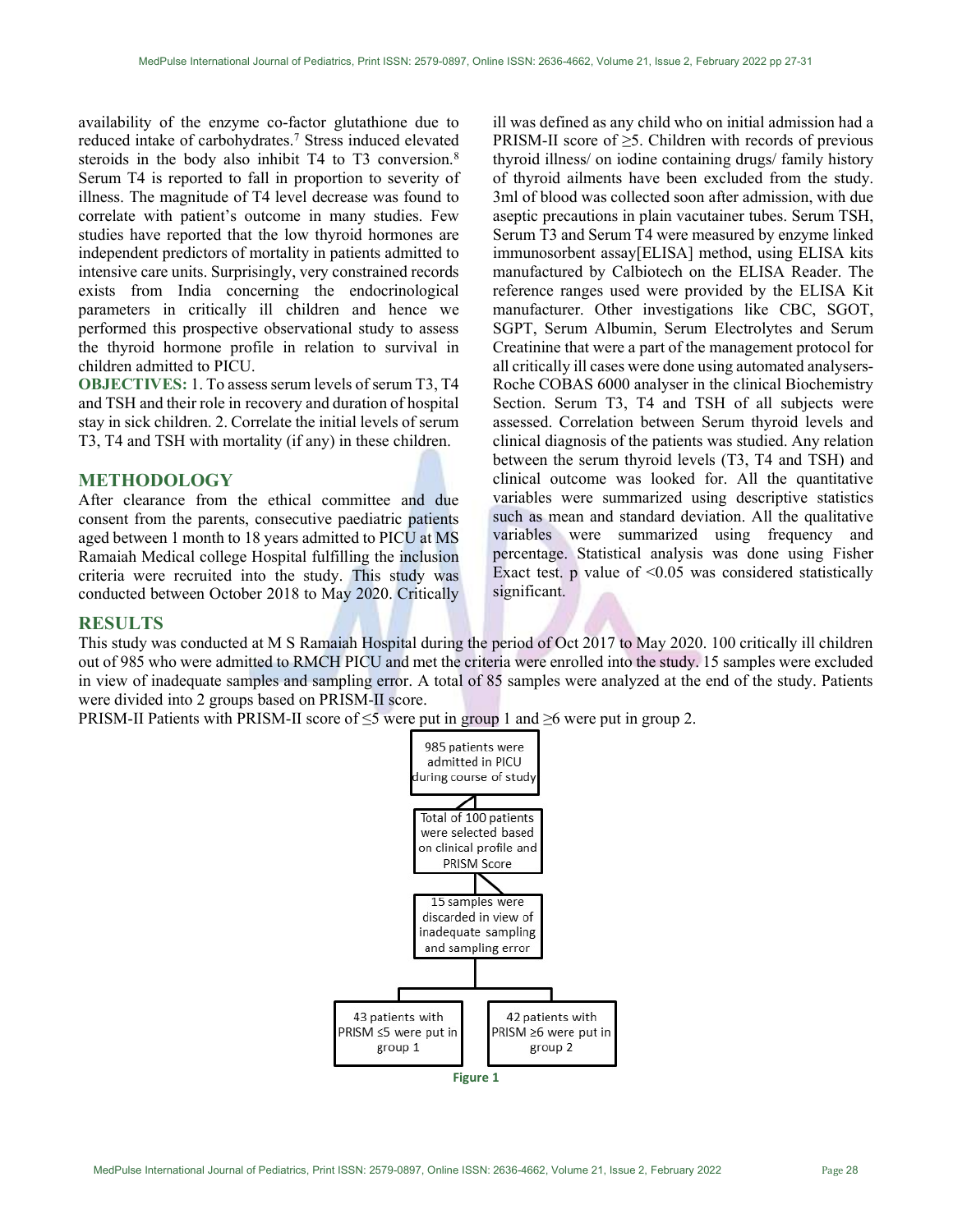availability of the enzyme co-factor glutathione due to reduced intake of carbohydrates.[7] Stress induced elevated steroids in the body also inhibit T4 to T3 conversion.[8] Serum T4 is reported to fall in proportion to severity of illness. The magnitude of T4 level decrease was found to correlate with patient's outcome in many studies. Few studies have reported that the low thyroid hormones are independent predictors of mortality in patients admitted to intensive care units. Surprisingly, very constrained records exists from India concerning the endocrinological parameters in critically ill children and hence we performed this prospective observational study to assess the thyroid hormone profile in relation to survival in children admitted to PICU.

**OBJECTIVES:** 1. To assess serum levels of serum T3, T4 and TSH and their role in recovery and duration of hospital stay in sick children. 2. Correlate the initial levels of serum T3, T4 and TSH with mortality (if any) in these children.

## METHODOLOGY

After clearance from the ethical committee and due consent from the parents, consecutive paediatric patients aged between 1 month to 18 years admitted to PICU at MS Ramaiah Medical college Hospital fulfilling the inclusion criteria were recruited into the study. This study was conducted between October 2018 to May 2020. Critically ill was defined as any child who on initial admission had a PRISM-II score of ≥5. Children with records of previous thyroid illness/ on iodine containing drugs/ family history of thyroid ailments have been excluded from the study. 3ml of blood was collected soon after admission, with due aseptic precautions in plain vacutainer tubes. Serum TSH, Serum T3 and Serum T4 were measured by enzyme linked immunosorbent assay[ELISA] method, using ELISA kits manufactured by Calbiotech on the ELISA Reader. The reference ranges used were provided by the ELISA Kit manufacturer. Other investigations like CBC, SGOT, SGPT, Serum Albumin, Serum Electrolytes and Serum Creatinine that were a part of the management protocol for all critically ill cases were done using automated analysers-Roche COBAS 6000 analyser in the clinical Biochemistry Section. Serum T3, T4 and TSH of all subjects were assessed. Correlation between Serum thyroid levels and clinical diagnosis of the patients was studied. Any relation between the serum thyroid levels (T3, T4 and TSH) and clinical outcome was looked for. All the quantitative variables were summarized using descriptive statistics such as mean and standard deviation. All the qualitative variables were summarized using frequency and percentage. Statistical analysis was done using Fisher Exact test. p value of $<0.05$ was considered statistically significant.

## RESULTS

This study was conducted at M S Ramaiah Hospital during the period of Oct 2017 to May 2020. 100 critically ill children out of 985 who were admitted to RMCH PICU and met the criteria were enrolled into the study. 15 samples were excluded in view of inadequate samples and sampling error. A total of 85 samples were analyzed at the end of the study. Patients were divided into 2 groups based on PRISM-II score.

PRISM-II Patients with PRISM-II score of ≤5 were put in group 1 and ≥6 were put in group 2.

985 patients were admitted in PICU during course of study
→ Total of 100 patients were selected based on clinical profile and PRISM Score
→ 15 samples were discarded in view of inadequate sampling and sampling error
→ 43 patients with PRISM ≤5 were put in group 1 | 42 patients with PRISM ≥6 were put in group 2

**Figure 1**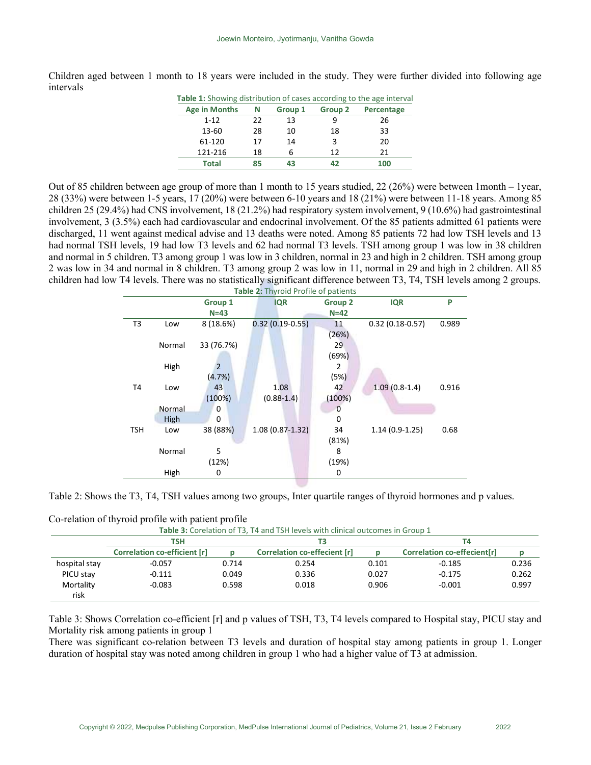Children aged between 1 month to 18 years were included in the study. They were further divided into following age intervals

**Table 1:** Showing distribution of cases according to the age interval

| Age in Months | N | Group 1 | Group 2 | Percentage |
|---|---|---|---|---|
| 1-12 | 22 | 13 | 9 | 26 |
| 13-60 | 28 | 10 | 18 | 33 |
| 61-120 | 17 | 14 | 3 | 20 |
| 121-216 | 18 | 6 | 12 | 21 |
| **Total** | **85** | **43** | **42** | **100** |

Out of 85 children between age group of more than 1 month to 15 years studied, 22 (26%) were between 1month – 1year, 28 (33%) were between 1-5 years, 17 (20%) were between 6-10 years and 18 (21%) were between 11-18 years. Among 85 children 25 (29.4%) had CNS involvement, 18 (21.2%) had respiratory system involvement, 9 (10.6%) had gastrointestinal involvement, 3 (3.5%) each had cardiovascular and endocrinal involvement. Of the 85 patients admitted 61 patients were discharged, 11 went against medical advise and 13 deaths were noted. Among 85 patients 72 had low TSH levels and 13 had normal TSH levels, 19 had low T3 levels and 62 had normal T3 levels. TSH among group 1 was low in 38 children and normal in 5 children. T3 among group 1 was low in 3 children, normal in 23 and high in 2 children. TSH among group 2 was low in 34 and normal in 8 children. T3 among group 2 was low in 11, normal in 29 and high in 2 children. All 85 children had low T4 levels. There was no statistically significant difference between T3, T4, TSH levels among 2 groups.

**Table 2:** Thyroid Profile of patients

| | | Group 1 N=43 | IQR | Group 2 N=42 | IQR | P |
|---|---|---|---|---|---|---|
| T3 | Low | 8 (18.6%) | 0.32 (0.19-0.55) | 11 (26%) | 0.32 (0.18-0.57) | 0.989 |
| | Normal | 33 (76.7%) | | 29 (69%) | | |
| | High | 2 (4.7%) | | 2 (5%) | | |
| T4 | Low | 43 (100%) | 1.08 (0.88-1.4) | 42 (100%) | 1.09 (0.8-1.4) | 0.916 |
| | Normal | 0 | | 0 | | |
| | High | 0 | | 0 | | |
| TSH | Low | 38 (88%) | 1.08 (0.87-1.32) | 34 (81%) | 1.14 (0.9-1.25) | 0.68 |
| | Normal | 5 (12%) | | 8 (19%) | | |
| | High | 0 | | 0 | | |

Table 2: Shows the T3, T4, TSH values among two groups, Inter quartile ranges of thyroid hormones and p values.

Co-relation of thyroid profile with patient profile

**Table 3:** Corelation of T3, T4 and TSH levels with clinical outcomes in Group 1

| | TSH | | T3 | | T4 | |
|---|---|---|---|---|---|---|
| | Correlation co-efficient [r] | p | Correlation co-effecient [r] | p | Correlation co-effecient[r] | p |
| hospital stay | -0.057 | 0.714 | 0.254 | 0.101 | -0.185 | 0.236 |
| PICU stay | -0.111 | 0.049 | 0.336 | 0.027 | -0.175 | 0.262 |
| Mortality risk | -0.083 | 0.598 | 0.018 | 0.906 | -0.001 | 0.997 |

Table 3: Shows Correlation co-efficient [r] and p values of TSH, T3, T4 levels compared to Hospital stay, PICU stay and Mortality risk among patients in group 1

There was significant co-relation between T3 levels and duration of hospital stay among patients in group 1. Longer duration of hospital stay was noted among children in group 1 who had a higher value of T3 at admission.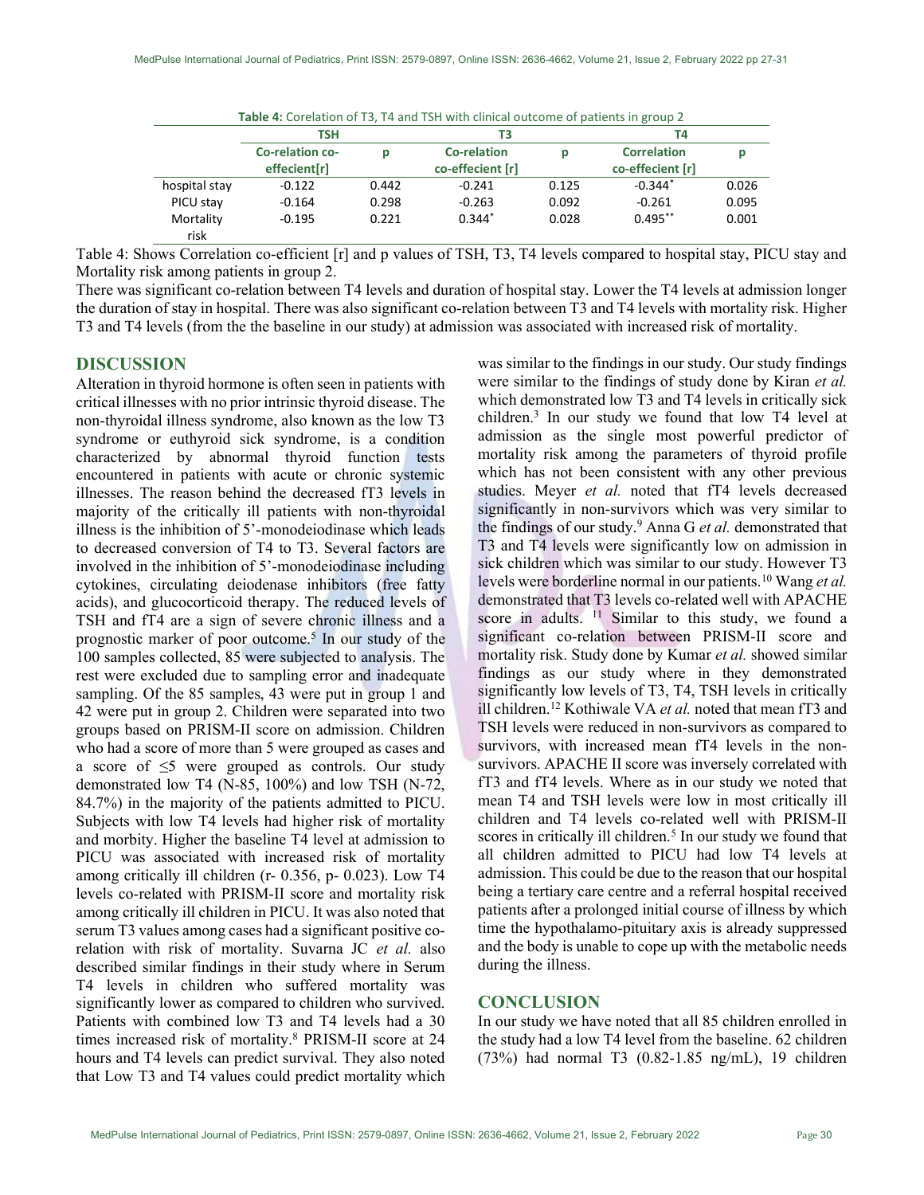**Table 4:** Corelation of T3, T4 and TSH with clinical outcome of patients in group 2

| | TSH | | T3 | | T4 | |
|---|---|---|---|---|---|---|
| | Co-relation co-effecient[r] | p | Co-relation co-effecient [r] | p | Correlation co-effecient [r] | p |
| hospital stay | -0.122 | 0.442 | -0.241 | 0.125 | -0.344* | 0.026 |
| PICU stay | -0.164 | 0.298 | -0.263 | 0.092 | -0.261 | 0.095 |
| Mortality risk | -0.195 | 0.221 | 0.344* | 0.028 | 0.495** | 0.001 |

Table 4: Shows Correlation co-efficient [r] and p values of TSH, T3, T4 levels compared to hospital stay, PICU stay and Mortality risk among patients in group 2.

There was significant co-relation between T4 levels and duration of hospital stay. Lower the T4 levels at admission longer the duration of stay in hospital. There was also significant co-relation between T3 and T4 levels with mortality risk. Higher T3 and T4 levels (from the the baseline in our study) at admission was associated with increased risk of mortality.

## DISCUSSION

Alteration in thyroid hormone is often seen in patients with critical illnesses with no prior intrinsic thyroid disease. The non-thyroidal illness syndrome, also known as the low T3 syndrome or euthyroid sick syndrome, is a condition characterized by abnormal thyroid function tests encountered in patients with acute or chronic systemic illnesses. The reason behind the decreased fT3 levels in majority of the critically ill patients with non-thyroidal illness is the inhibition of 5'-monodeiodinase which leads to decreased conversion of T4 to T3. Several factors are involved in the inhibition of 5'-monodeiodinase including cytokines, circulating deiodenase inhibitors (free fatty acids), and glucocorticoid therapy. The reduced levels of TSH and fT4 are a sign of severe chronic illness and a prognostic marker of poor outcome.[5] In our study of the 100 samples collected, 85 were subjected to analysis. The rest were excluded due to sampling error and inadequate sampling. Of the 85 samples, 43 were put in group 1 and 42 were put in group 2. Children were separated into two groups based on PRISM-II score on admission. Children who had a score of more than 5 were grouped as cases and a score of ≤5 were grouped as controls. Our study demonstrated low T4 (N-85, 100%) and low TSH (N-72, 84.7%) in the majority of the patients admitted to PICU. Subjects with low T4 levels had higher risk of mortality and morbity. Higher the baseline T4 level at admission to PICU was associated with increased risk of mortality among critically ill children (r- 0.356, p- 0.023). Low T4 levels co-related with PRISM-II score and mortality risk among critically ill children in PICU. It was also noted that serum T3 values among cases had a significant positive co-relation with risk of mortality. Suvarna JC *et al.* also described similar findings in their study where in Serum T4 levels in children who suffered mortality was significantly lower as compared to children who survived. Patients with combined low T3 and T4 levels had a 30 times increased risk of mortality.[8] PRISM-II score at 24 hours and T4 levels can predict survival. They also noted that Low T3 and T4 values could predict mortality which was similar to the findings in our study. Our study findings were similar to the findings of study done by Kiran *et al.* which demonstrated low T3 and T4 levels in critically sick children.[3] In our study we found that low T4 level at admission as the single most powerful predictor of mortality risk among the parameters of thyroid profile which has not been consistent with any other previous studies. Meyer *et al.* noted that fT4 levels decreased significantly in non-survivors which was very similar to the findings of our study.[9] Anna G *et al.* demonstrated that T3 and T4 levels were significantly low on admission in sick children which was similar to our study. However T3 levels were borderline normal in our patients.[10] Wang *et al.* demonstrated that T3 levels co-related well with APACHE score in adults. [11] Similar to this study, we found a significant co-relation between PRISM-II score and mortality risk. Study done by Kumar *et al.* showed similar findings as our study where in they demonstrated significantly low levels of T3, T4, TSH levels in critically ill children.[12] Kothiwale VA *et al.* noted that mean fT3 and TSH levels were reduced in non-survivors as compared to survivors, with increased mean fT4 levels in the non-survivors. APACHE II score was inversely correlated with fT3 and fT4 levels. Where as in our study we noted that mean T4 and TSH levels were low in most critically ill children and T4 levels co-related well with PRISM-II scores in critically ill children.[5] In our study we found that all children admitted to PICU had low T4 levels at admission. This could be due to the reason that our hospital being a tertiary care centre and a referral hospital received patients after a prolonged initial course of illness by which time the hypothalamo-pituitary axis is already suppressed and the body is unable to cope up with the metabolic needs during the illness.

## CONCLUSION

In our study we have noted that all 85 children enrolled in the study had a low T4 level from the baseline. 62 children (73%) had normal T3 (0.82-1.85 ng/mL), 19 children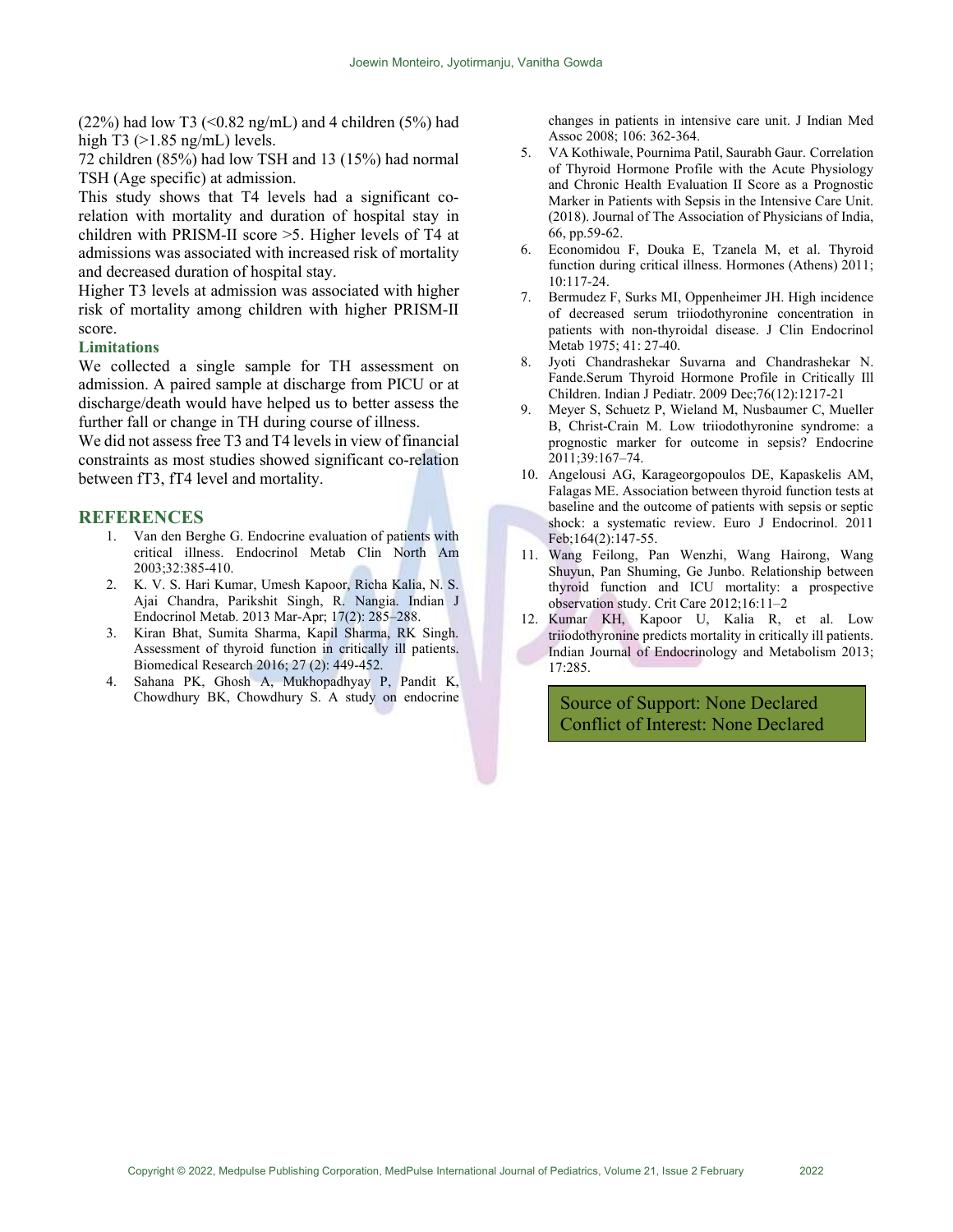(22%) had low T3 (<0.82 ng/mL) and 4 children (5%) had high T3 (>1.85 ng/mL) levels.

72 children (85%) had low TSH and 13 (15%) had normal TSH (Age specific) at admission.

This study shows that T4 levels had a significant co-relation with mortality and duration of hospital stay in children with PRISM-II score >5. Higher levels of T4 at admissions was associated with increased risk of mortality and decreased duration of hospital stay.

Higher T3 levels at admission was associated with higher risk of mortality among children with higher PRISM-II score.

### Limitations

We collected a single sample for TH assessment on admission. A paired sample at discharge from PICU or at discharge/death would have helped us to better assess the further fall or change in TH during course of illness.

We did not assess free T3 and T4 levels in view of financial constraints as most studies showed significant co-relation between fT3, fT4 level and mortality.

## REFERENCES

1. Van den Berghe G. Endocrine evaluation of patients with critical illness. Endocrinol Metab Clin North Am 2003;32:385-410.
2. K. V. S. Hari Kumar, Umesh Kapoor, Richa Kalia, N. S. Ajai Chandra, Parikshit Singh, R. Nangia. Indian J Endocrinol Metab. 2013 Mar-Apr; 17(2): 285–288.
3. Kiran Bhat, Sumita Sharma, Kapil Sharma, RK Singh. Assessment of thyroid function in critically ill patients. Biomedical Research 2016; 27 (2): 449-452.
4. Sahana PK, Ghosh A, Mukhopadhyay P, Pandit K, Chowdhury BK, Chowdhury S. A study on endocrine changes in patients in intensive care unit. J Indian Med Assoc 2008; 106: 362-364.
5. VA Kothiwale, Pournima Patil, Saurabh Gaur. Correlation of Thyroid Hormone Profile with the Acute Physiology and Chronic Health Evaluation II Score as a Prognostic Marker in Patients with Sepsis in the Intensive Care Unit. (2018). Journal of The Association of Physicians of India, 66, pp.59-62.
6. Economidou F, Douka E, Tzanela M, et al. Thyroid function during critical illness. Hormones (Athens) 2011; 10:117-24.
7. Bermudez F, Surks MI, Oppenheimer JH. High incidence of decreased serum triiodothyronine concentration in patients with non-thyroidal disease. J Clin Endocrinol Metab 1975; 41: 27-40.
8. Jyoti Chandrashekar Suvarna and Chandrashekar N. Fande.Serum Thyroid Hormone Profile in Critically Ill Children. Indian J Pediatr. 2009 Dec;76(12):1217-21
9. Meyer S, Schuetz P, Wieland M, Nusbaumer C, Mueller B, Christ-Crain M. Low triiodothyronine syndrome: a prognostic marker for outcome in sepsis? Endocrine 2011;39:167–74.
10. Angelousi AG, Karageorgopoulos DE, Kapaskelis AM, Falagas ME. Association between thyroid function tests at baseline and the outcome of patients with sepsis or septic shock: a systematic review. Euro J Endocrinol. 2011 Feb;164(2):147-55.
11. Wang Feilong, Pan Wenzhi, Wang Hairong, Wang Shuyun, Pan Shuming, Ge Junbo. Relationship between thyroid function and ICU mortality: a prospective observation study. Crit Care 2012;16:11–2
12. Kumar KH, Kapoor U, Kalia R, et al. Low triiodothyronine predicts mortality in critically ill patients. Indian Journal of Endocrinology and Metabolism 2013; 17:285.

Source of Support: None Declared
Conflict of Interest: None Declared